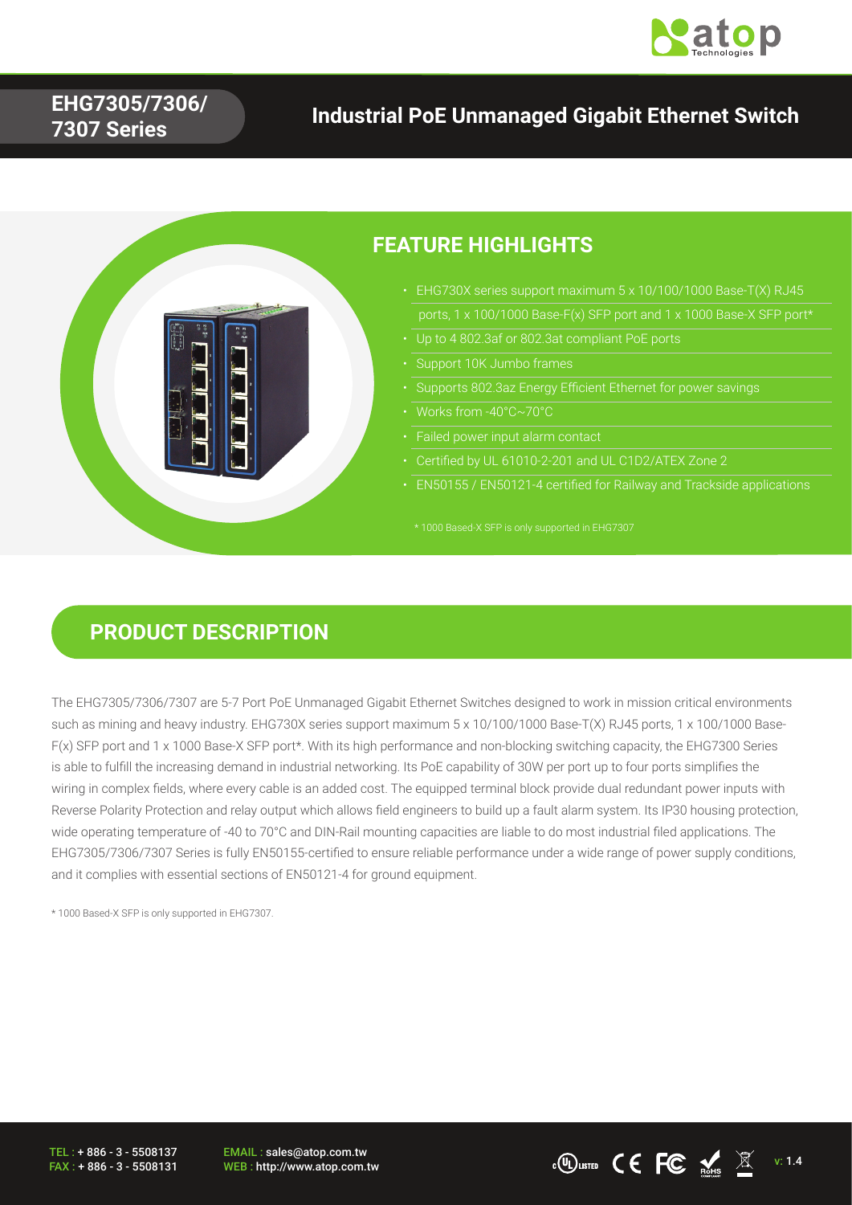# EHG7305/7306/7307 Series

## Industrial PoE Unmanaged Gigabit Ethernet Switch

## FEATURE HIGHLIGHTS

- EHG730X series support maximum 5 x 10/100/1000 Base-T(X) RJ45 ports, 1 x 100/1000 Base-F(x) SFP port and 1 x 1000 Base-X SFP port*
- Up to 4 802.3af or 802.3at compliant PoE ports
- Support 10K Jumbo frames
- Supports 802.3az Energy Efficient Ethernet for power savings
- Works from -40°C~70°C
- Failed power input alarm contact
- Certified by UL 61010-2-201 and UL C1D2/ATEX Zone 2
- EN50155 / EN50121-4 certified for Railway and Trackside applications

\* 1000 Based-X SFP is only supported in EHG7307

## PRODUCT DESCRIPTION

The EHG7305/7306/7307 are 5-7 Port PoE Unmanaged Gigabit Ethernet Switches designed to work in mission critical environments such as mining and heavy industry. EHG730X series support maximum 5 x 10/100/1000 Base-T(X) RJ45 ports, 1 x 100/1000 Base-F(x) SFP port and 1 x 1000 Base-X SFP port*. With its high performance and non-blocking switching capacity, the EHG7300 Series is able to fulfill the increasing demand in industrial networking. Its PoE capability of 30W per port up to four ports simplifies the wiring in complex fields, where every cable is an added cost. The equipped terminal block provide dual redundant power inputs with Reverse Polarity Protection and relay output which allows field engineers to build up a fault alarm system. Its IP30 housing protection, wide operating temperature of -40 to 70°C and DIN-Rail mounting capacities are liable to do most industrial filed applications. The EHG7305/7306/7307 Series is fully EN50155-certified to ensure reliable performance under a wide range of power supply conditions, and it complies with essential sections of EN50121-4 for ground equipment.

\* 1000 Based-X SFP is only supported in EHG7307.

TEL : + 886 - 3 - 5508137
FAX : + 886 - 3 - 5508131

EMAIL : sales@atop.com.tw
WEB : http://www.atop.com.tw

v: 1.4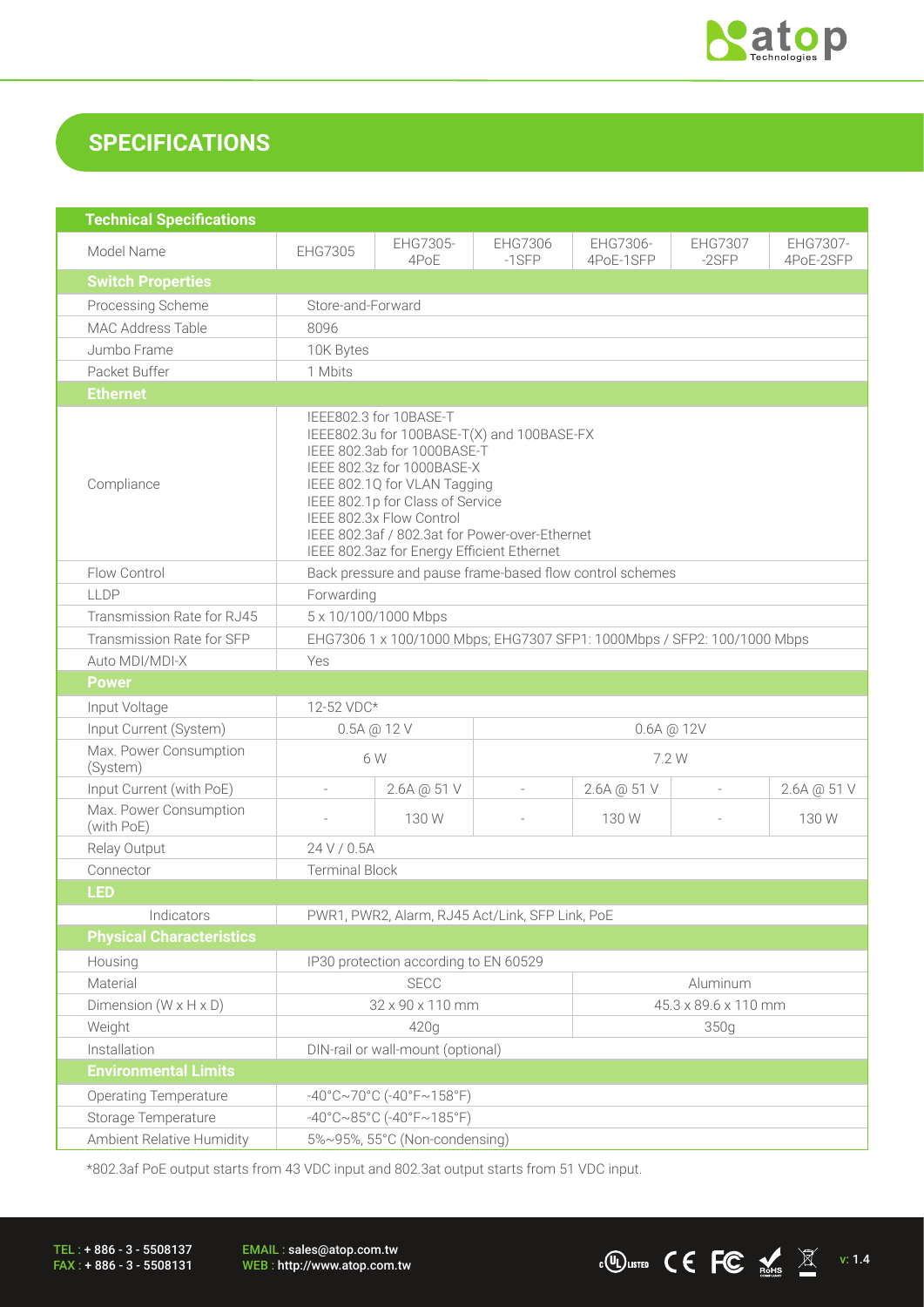## SPECIFICATIONS

| Technical Specifications | | | | | | |
|---|---|---|---|---|---|---|
| Model Name | EHG7305 | EHG7305-4PoE | EHG7306-1SFP | EHG7306-4PoE-1SFP | EHG7307-2SFP | EHG7307-4PoE-2SFP |
| **Switch Properties** | | | | | | |
| Processing Scheme | Store-and-Forward | | | | | |
| MAC Address Table | 8096 | | | | | |
| Jumbo Frame | 10K Bytes | | | | | |
| Packet Buffer | 1 Mbits | | | | | |
| **Ethernet** | | | | | | |
| Compliance | IEEE802.3 for 10BASE-T<br>IEEE802.3u for 100BASE-T(X) and 100BASE-FX<br>IEEE 802.3ab for 1000BASE-T<br>IEEE 802.3z for 1000BASE-X<br>IEEE 802.1Q for VLAN Tagging<br>IEEE 802.1p for Class of Service<br>IEEE 802.3x Flow Control<br>IEEE 802.3af / 802.3at for Power-over-Ethernet<br>IEEE 802.3az for Energy Efficient Ethernet | | | | | |
| Flow Control | Back pressure and pause frame-based flow control schemes | | | | | |
| LLDP | Forwarding | | | | | |
| Transmission Rate for RJ45 | 5 x 10/100/1000 Mbps | | | | | |
| Transmission Rate for SFP | EHG7306 1 x 100/1000 Mbps; EHG7307 SFP1: 1000Mbps / SFP2: 100/1000 Mbps | | | | | |
| Auto MDI/MDI-X | Yes | | | | | |
| **Power** | | | | | | |
| Input Voltage | 12-52 VDC* | | | | | |
| Input Current (System) | 0.5A @ 12 V | | 0.6A @ 12V | | | |
| Max. Power Consumption (System) | 6 W | | 7.2 W | | | |
| Input Current (with PoE) | - | 2.6A @ 51 V | - | 2.6A @ 51 V | - | 2.6A @ 51 V |
| Max. Power Consumption (with PoE) | - | 130 W | - | 130 W | - | 130 W |
| Relay Output | 24 V / 0.5A | | | | | |
| Connector | Terminal Block | | | | | |
| **LED** | | | | | | |
| Indicators | PWR1, PWR2, Alarm, RJ45 Act/Link, SFP Link, PoE | | | | | |
| **Physical Characteristics** | | | | | | |
| Housing | IP30 protection according to EN 60529 | | | | | |
| Material | SECC | | | Aluminum | | |
| Dimension (W x H x D) | 32 x 90 x 110 mm | | | 45.3 x 89.6 x 110 mm | | |
| Weight | 420g | | | 350g | | |
| Installation | DIN-rail or wall-mount (optional) | | | | | |
| **Environmental Limits** | | | | | | |
| Operating Temperature | -40°C~70°C (-40°F~158°F) | | | | | |
| Storage Temperature | -40°C~85°C (-40°F~185°F) | | | | | |
| Ambient Relative Humidity | 5%~95%, 55°C (Non-condensing) | | | | | |

*802.3af PoE output starts from 43 VDC input and 802.3at output starts from 51 VDC input.

TEL : + 886 - 3 - 5508137
FAX : + 886 - 3 - 5508131

EMAIL : sales@atop.com.tw
WEB : http://www.atop.com.tw

v: 1.4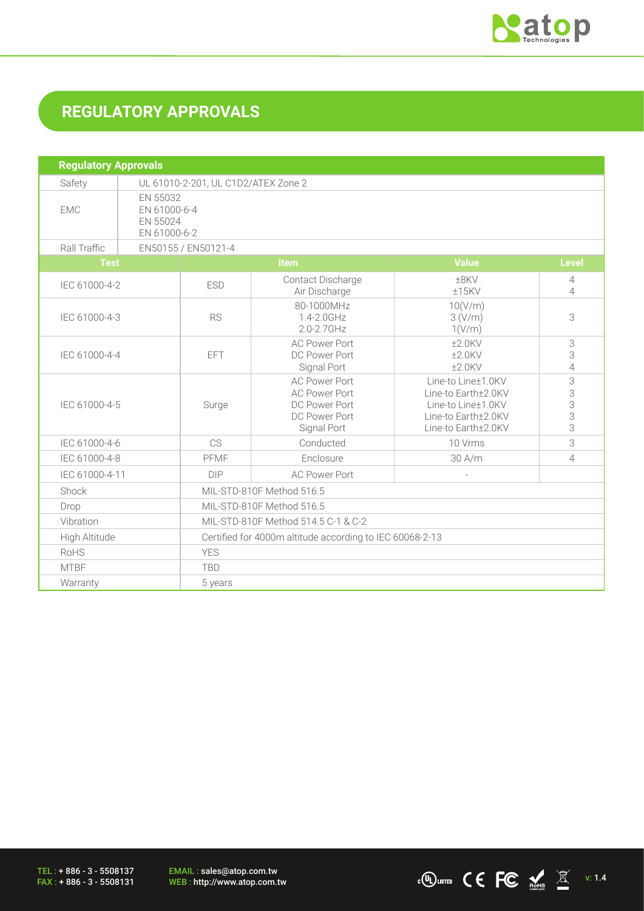## REGULATORY APPROVALS

| Regulatory Approvals | | | | |
|---|---|---|---|---|
| Safety | UL 61010-2-201, UL C1D2/ATEX Zone 2 | | | |
| EMC | EN 55032<br>EN 61000-6-4<br>EN 55024<br>EN 61000-6-2 | | | |
| Rall Traffic | EN50155 / EN50121-4 | | | |
| **Test** | **Item** | | **Value** | **Level** |
| IEC 61000-4-2 | ESD | Contact Discharge<br>Air Discharge | ±8KV<br>±15KV | 4<br>4 |
| IEC 61000-4-3 | RS | 80-1000MHz<br>1.4-2.0GHz<br>2.0-2.7GHz | 10(V/m)<br>3 (V/m)<br>1(V/m) | 3 |
| IEC 61000-4-4 | EFT | AC Power Port<br>DC Power Port<br>Signal Port | ±2.0KV<br>±2.0KV<br>±2.0KV | 3<br>3<br>4 |
| IEC 61000-4-5 | Surge | AC Power Port<br>AC Power Port<br>DC Power Port<br>DC Power Port<br>Signal Port | Line-to Line±1.0KV<br>Line-to Earth±2.0KV<br>Line-to Line±1.0KV<br>Line-to Earth±2.0KV<br>Line-to Earth±2.0KV | 3<br>3<br>3<br>3<br>3 |
| IEC 61000-4-6 | CS | Conducted | 10 Vrms | 3 |
| IEC 61000-4-8 | PFMF | Enclosure | 30 A/m | 4 |
| IEC 61000-4-11 | DIP | AC Power Port | - | |
| Shock | MIL-STD-810F Method 516.5 | | | |
| Drop | MIL-STD-810F Method 516.5 | | | |
| Vibration | MIL-STD-810F Method 514.5 C-1 & C-2 | | | |
| High Altitude | Certified for 4000m altitude according to IEC 60068-2-13 | | | |
| RoHS | YES | | | |
| MTBF | TBD | | | |
| Warranty | 5 years | | | |

TEL : + 886 - 3 - 5508137
FAX : + 886 - 3 - 5508131

EMAIL : sales@atop.com.tw
WEB : http://www.atop.com.tw

v: 1.4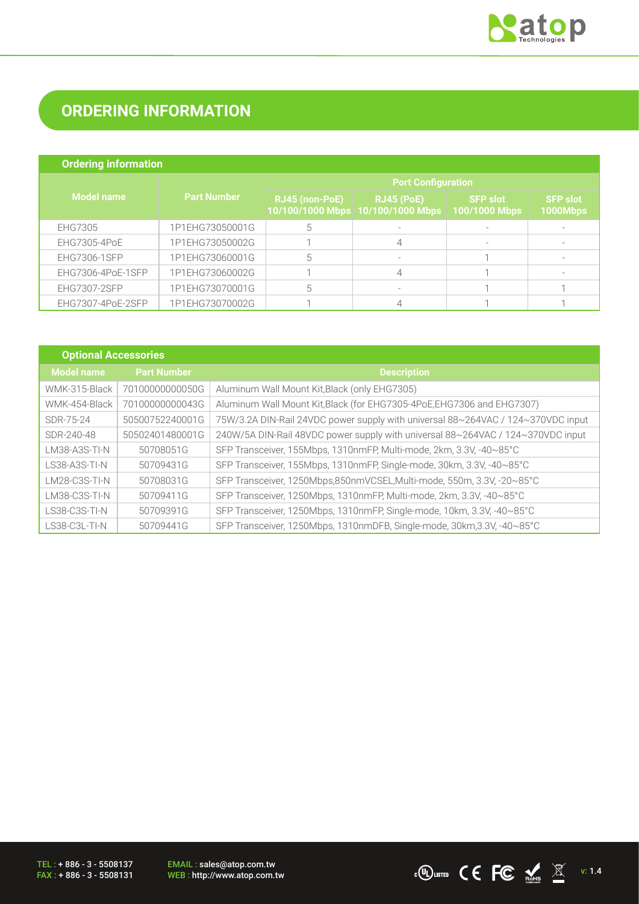## ORDERING INFORMATION

| Ordering information | | | | | | |
|---|---|---|---|---|---|---|
| Model name | Part Number | Port Configuration | | | | |
| | | RJ45 (non-PoE) 10/100/1000 Mbps | RJ45 (PoE) 10/100/1000 Mbps | SFP slot 100/1000 Mbps | SFP slot 1000Mbps |
| EHG7305 | 1P1EHG73050001G | 5 | - | - | - |
| EHG7305-4PoE | 1P1EHG73050002G | 1 | 4 | - | - |
| EHG7306-1SFP | 1P1EHG73060001G | 5 | - | 1 | - |
| EHG7306-4PoE-1SFP | 1P1EHG73060002G | 1 | 4 | 1 | - |
| EHG7307-2SFP | 1P1EHG73070001G | 5 | - | 1 | 1 |
| EHG7307-4PoE-2SFP | 1P1EHG73070002G | 1 | 4 | 1 | 1 |

| Optional Accessories | | |
|---|---|---|
| Model name | Part Number | Description |
| WMK-315-Black | 70100000000050G | Aluminum Wall Mount Kit,Black (only EHG7305) |
| WMK-454-Black | 70100000000043G | Aluminum Wall Mount Kit,Black (for EHG7305-4PoE,EHG7306 and EHG7307) |
| SDR-75-24 | 50500752240001G | 75W/3.2A DIN-Rail 24VDC power supply with universal 88~264VAC / 124~370VDC input |
| SDR-240-48 | 50502401480001G | 240W/5A DIN-Rail 48VDC power supply with universal 88~264VAC / 124~370VDC input |
| LM38-A3S-TI-N | 50708051G | SFP Transceiver, 155Mbps, 1310nmFP, Multi-mode, 2km, 3.3V, -40~85°C |
| LS38-A3S-TI-N | 50709431G | SFP Transceiver, 155Mbps, 1310nmFP, Single-mode, 30km, 3.3V, -40~85°C |
| LM28-C3S-TI-N | 50708031G | SFP Transceiver, 1250Mbps,850nmVCSEL,Multi-mode, 550m, 3.3V, -20~85°C |
| LM38-C3S-TI-N | 50709411G | SFP Transceiver, 1250Mbps, 1310nmFP, Multi-mode, 2km, 3.3V, -40~85°C |
| LS38-C3S-TI-N | 50709391G | SFP Transceiver, 1250Mbps, 1310nmFP, Single-mode, 10km, 3.3V, -40~85°C |
| LS38-C3L-TI-N | 50709441G | SFP Transceiver, 1250Mbps, 1310nmDFB, Single-mode, 30km,3.3V, -40~85°C |

TEL : + 886 - 3 - 5508137
FAX : + 886 - 3 - 5508131

EMAIL : sales@atop.com.tw
WEB : http://www.atop.com.tw

v: 1.4